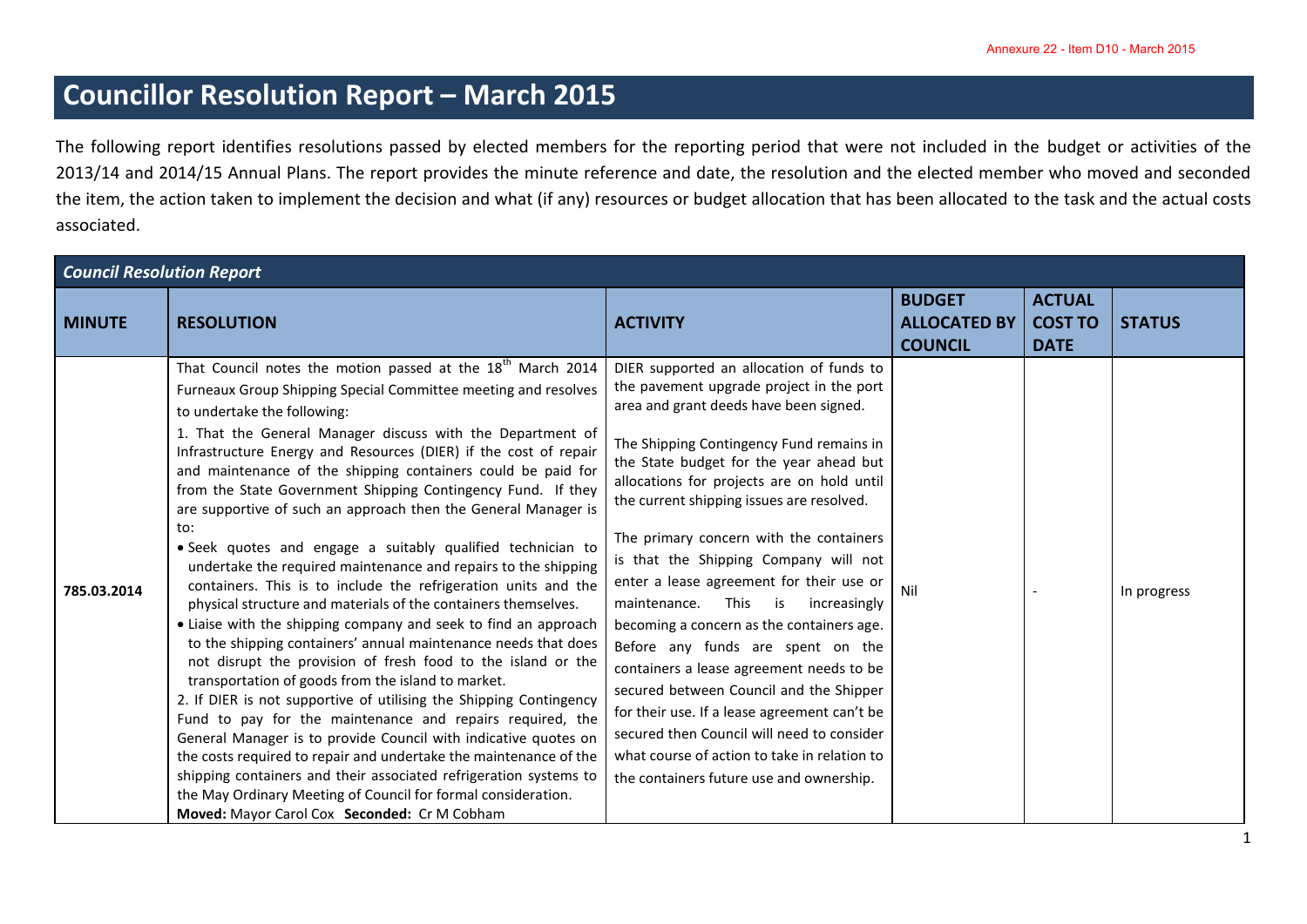Annexure 22 - Item D10 - March 2015

# Councillor Resolution Report – March 2015

The following report identifies resolutions passed by elected members for the reporting period that were not included in the budget or activities of the 2013/14 and 2014/15 Annual Plans. The report provides the minute reference and date, the resolution and the elected member who moved and seconded the item, the action taken to implement the decision and what (if any) resources or budget allocation that has been allocated to the task and the actual costs associated.

***Council Resolution Report***

| MINUTE | RESOLUTION | ACTIVITY | BUDGET ALLOCATED BY COUNCIL | ACTUAL COST TO DATE | STATUS |
|---|---|---|---|---|---|
| 785.03.2014 | That Council notes the motion passed at the 18th March 2014 Furneaux Group Shipping Special Committee meeting and resolves to undertake the following:<br>1. That the General Manager discuss with the Department of Infrastructure Energy and Resources (DIER) if the cost of repair and maintenance of the shipping containers could be paid for from the State Government Shipping Contingency Fund. If they are supportive of such an approach then the General Manager is to:<br>• Seek quotes and engage a suitably qualified technician to undertake the required maintenance and repairs to the shipping containers. This is to include the refrigeration units and the physical structure and materials of the containers themselves.<br>• Liaise with the shipping company and seek to find an approach to the shipping containers' annual maintenance needs that does not disrupt the provision of fresh food to the island or the transportation of goods from the island to market.<br>2. If DIER is not supportive of utilising the Shipping Contingency Fund to pay for the maintenance and repairs required, the General Manager is to provide Council with indicative quotes on the costs required to repair and undertake the maintenance of the shipping containers and their associated refrigeration systems to the May Ordinary Meeting of Council for formal consideration.<br>**Moved:** Mayor Carol Cox **Seconded:** Cr M Cobham | DIER supported an allocation of funds to the pavement upgrade project in the port area and grant deeds have been signed.<br><br>The Shipping Contingency Fund remains in the State budget for the year ahead but allocations for projects are on hold until the current shipping issues are resolved.<br><br>The primary concern with the containers is that the Shipping Company will not enter a lease agreement for their use or maintenance. This is increasingly becoming a concern as the containers age. Before any funds are spent on the containers a lease agreement needs to be secured between Council and the Shipper for their use. If a lease agreement can't be secured then Council will need to consider what course of action to take in relation to the containers future use and ownership. | Nil | - | In progress |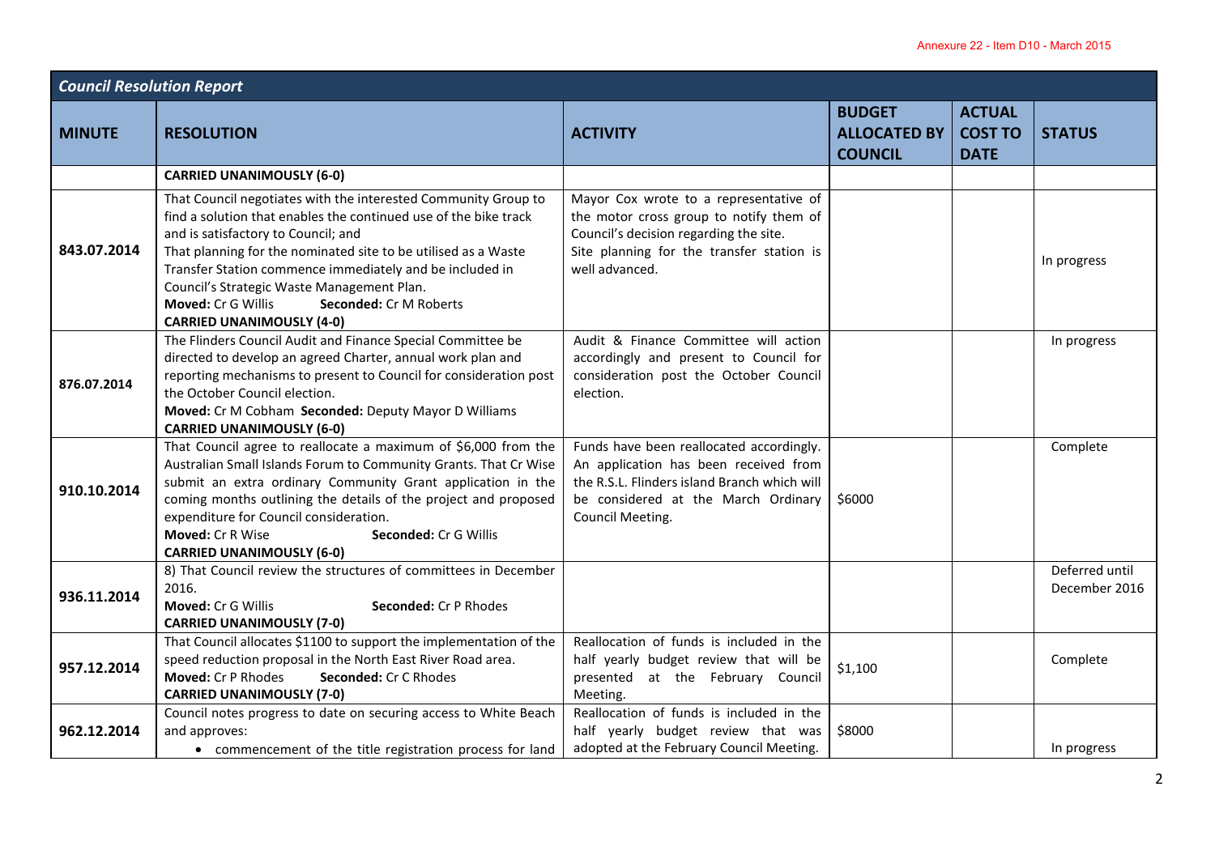Annexure 22 - Item D10 - March 2015

| *Council Resolution Report* | | | | | |
|---|---|---|---|---|---|
| **MINUTE** | **RESOLUTION** | **ACTIVITY** | **BUDGET ALLOCATED BY COUNCIL** | **ACTUAL COST TO DATE** | **STATUS** |
| | **CARRIED UNANIMOUSLY (6-0)** | | | | |
| **843.07.2014** | That Council negotiates with the interested Community Group to find a solution that enables the continued use of the bike track and is satisfactory to Council; and<br>That planning for the nominated site to be utilised as a Waste Transfer Station commence immediately and be included in Council's Strategic Waste Management Plan.<br>**Moved:** Cr G Willis **Seconded:** Cr M Roberts<br>**CARRIED UNANIMOUSLY (4-0)** | Mayor Cox wrote to a representative of the motor cross group to notify them of Council's decision regarding the site.<br>Site planning for the transfer station is well advanced. | | | In progress |
| **876.07.2014** | The Flinders Council Audit and Finance Special Committee be directed to develop an agreed Charter, annual work plan and reporting mechanisms to present to Council for consideration post the October Council election.<br>**Moved:** Cr M Cobham **Seconded:** Deputy Mayor D Williams<br>**CARRIED UNANIMOUSLY (6-0)** | Audit & Finance Committee will action accordingly and present to Council for consideration post the October Council election. | | | In progress |
| **910.10.2014** | That Council agree to reallocate a maximum of $6,000 from the Australian Small Islands Forum to Community Grants. That Cr Wise submit an extra ordinary Community Grant application in the coming months outlining the details of the project and proposed expenditure for Council consideration.<br>**Moved:** Cr R Wise **Seconded:** Cr G Willis<br>**CARRIED UNANIMOUSLY (6-0)** | Funds have been reallocated accordingly. An application has been received from the R.S.L. Flinders island Branch which will be considered at the March Ordinary Council Meeting. | $6000 | | Complete |
| **936.11.2014** | 8) That Council review the structures of committees in December 2016.<br>**Moved:** Cr G Willis **Seconded:** Cr P Rhodes<br>**CARRIED UNANIMOUSLY (7-0)** | | | | Deferred until December 2016 |
| **957.12.2014** | That Council allocates $1100 to support the implementation of the speed reduction proposal in the North East River Road area.<br>**Moved:** Cr P Rhodes **Seconded:** Cr C Rhodes<br>**CARRIED UNANIMOUSLY (7-0)** | Reallocation of funds is included in the half yearly budget review that will be presented at the February Council Meeting. | $1,100 | | Complete |
| **962.12.2014** | Council notes progress to date on securing access to White Beach and approves:<br>• commencement of the title registration process for land | Reallocation of funds is included in the half yearly budget review that was adopted at the February Council Meeting. | $8000 | | In progress |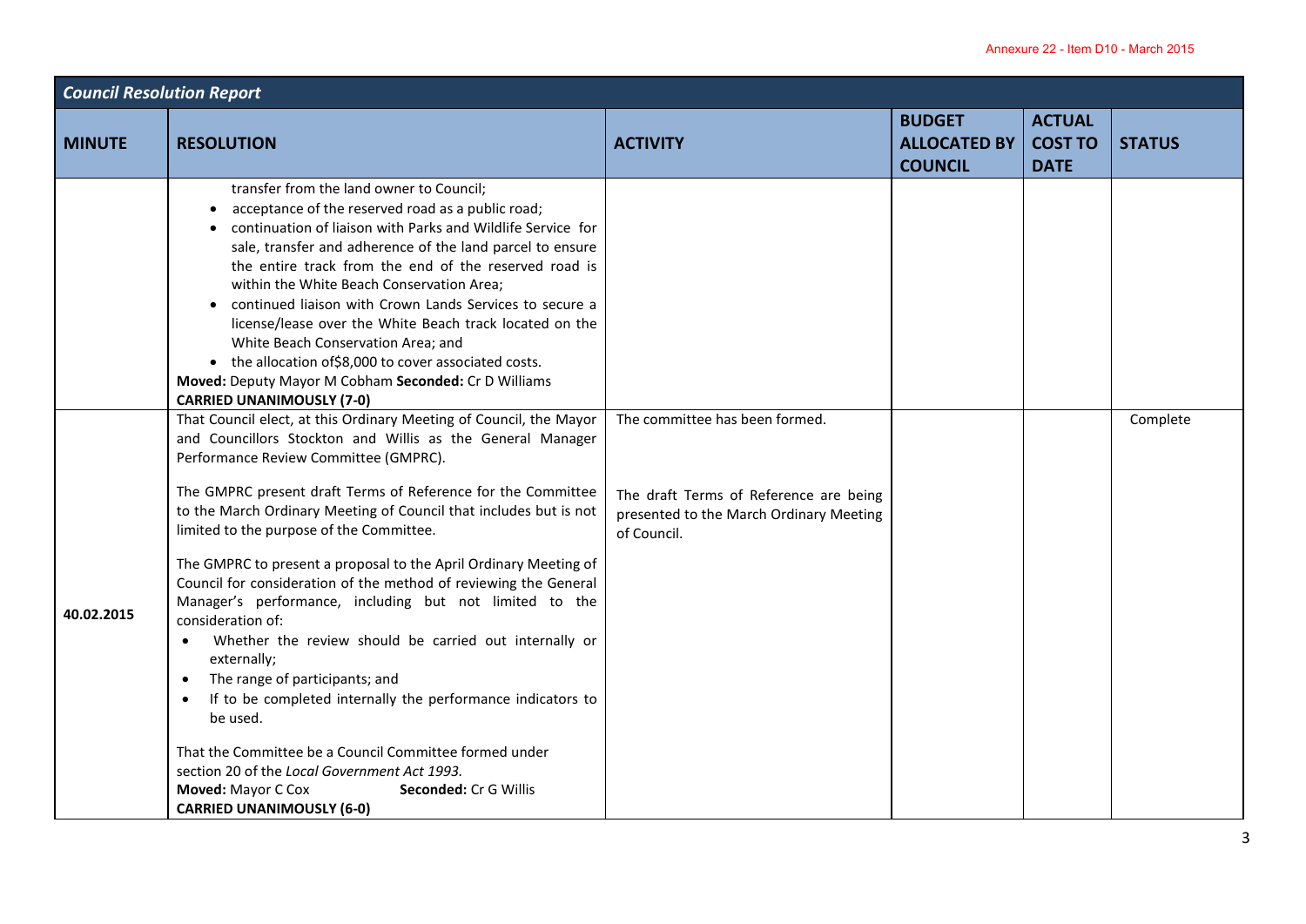**Council Resolution Report**

| MINUTE | RESOLUTION | ACTIVITY | BUDGET ALLOCATED BY COUNCIL | ACTUAL COST TO DATE | STATUS |
|---|---|---|---|---|---|
| | transfer from the land owner to Council;<br>• acceptance of the reserved road as a public road;<br>• continuation of liaison with Parks and Wildlife Service for sale, transfer and adherence of the land parcel to ensure the entire track from the end of the reserved road is within the White Beach Conservation Area;<br>• continued liaison with Crown Lands Services to secure a license/lease over the White Beach track located on the White Beach Conservation Area; and<br>• the allocation of$8,000 to cover associated costs.<br>**Moved:** Deputy Mayor M Cobham **Seconded:** Cr D Williams<br>**CARRIED UNANIMOUSLY (7-0)** | | | | |
| 40.02.2015 | That Council elect, at this Ordinary Meeting of Council, the Mayor and Councillors Stockton and Willis as the General Manager Performance Review Committee (GMPRC).<br><br>The GMPRC present draft Terms of Reference for the Committee to the March Ordinary Meeting of Council that includes but is not limited to the purpose of the Committee.<br><br>The GMPRC to present a proposal to the April Ordinary Meeting of Council for consideration of the method of reviewing the General Manager's performance, including but not limited to the consideration of:<br>• Whether the review should be carried out internally or externally;<br>• The range of participants; and<br>• If to be completed internally the performance indicators to be used.<br><br>That the Committee be a Council Committee formed under section 20 of the *Local Government Act 1993.*<br>**Moved:** Mayor C Cox **Seconded:** Cr G Willis<br>**CARRIED UNANIMOUSLY (6-0)** | The committee has been formed.<br><br>The draft Terms of Reference are being presented to the March Ordinary Meeting of Council. | | | Complete |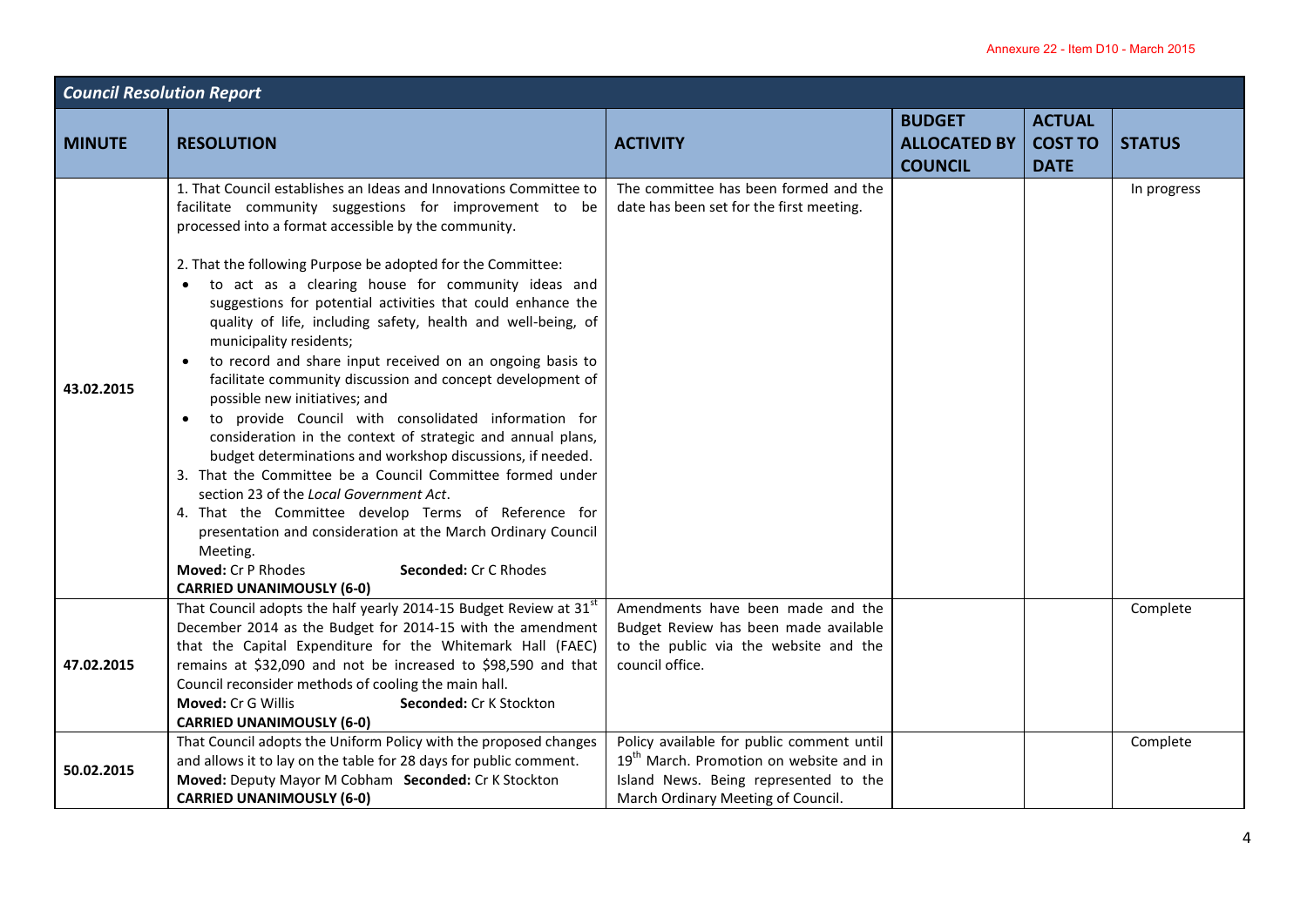Annexure 22 - Item D10 - March 2015

| ***Council Resolution Report*** | | | | | |
|---|---|---|---|---|---|
| **MINUTE** | **RESOLUTION** | **ACTIVITY** | **BUDGET ALLOCATED BY COUNCIL** | **ACTUAL COST TO DATE** | **STATUS** |
| 43.02.2015 | 1. That Council establishes an Ideas and Innovations Committee to facilitate community suggestions for improvement to be processed into a format accessible by the community.<br><br>2. That the following Purpose be adopted for the Committee:<br>• to act as a clearing house for community ideas and suggestions for potential activities that could enhance the quality of life, including safety, health and well-being, of municipality residents;<br>• to record and share input received on an ongoing basis to facilitate community discussion and concept development of possible new initiatives; and<br>• to provide Council with consolidated information for consideration in the context of strategic and annual plans, budget determinations and workshop discussions, if needed.<br>3. That the Committee be a Council Committee formed under section 23 of the *Local Government Act*.<br>4. That the Committee develop Terms of Reference for presentation and consideration at the March Ordinary Council Meeting.<br>**Moved:** Cr P Rhodes **Seconded:** Cr C Rhodes<br>**CARRIED UNANIMOUSLY (6-0)** | The committee has been formed and the date has been set for the first meeting. | | | In progress |
| 47.02.2015 | That Council adopts the half yearly 2014-15 Budget Review at 31st December 2014 as the Budget for 2014-15 with the amendment that the Capital Expenditure for the Whitemark Hall (FAEC) remains at $32,090 and not be increased to $98,590 and that Council reconsider methods of cooling the main hall.<br>**Moved:** Cr G Willis **Seconded:** Cr K Stockton<br>**CARRIED UNANIMOUSLY (6-0)** | Amendments have been made and the Budget Review has been made available to the public via the website and the council office. | | | Complete |
| 50.02.2015 | That Council adopts the Uniform Policy with the proposed changes and allows it to lay on the table for 28 days for public comment.<br>**Moved:** Deputy Mayor M Cobham **Seconded:** Cr K Stockton<br>**CARRIED UNANIMOUSLY (6-0)** | Policy available for public comment until 19th March. Promotion on website and in Island News. Being represented to the March Ordinary Meeting of Council. | | | Complete |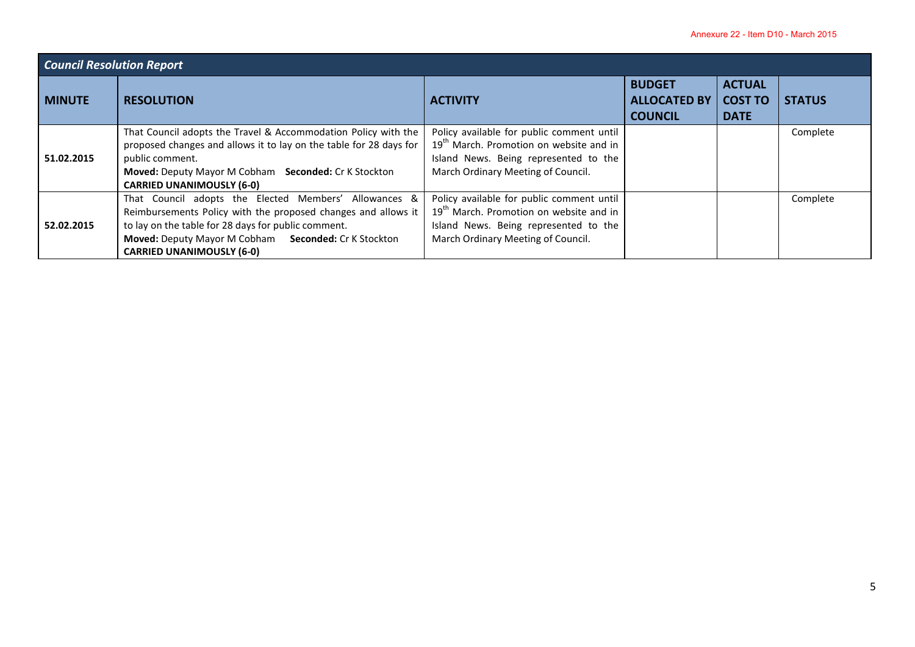Annexure 22 - Item D10 - March 2015

| ***Council Resolution Report*** | | | | | |
|---|---|---|---|---|---|
| **MINUTE** | **RESOLUTION** | **ACTIVITY** | **BUDGET ALLOCATED BY COUNCIL** | **ACTUAL COST TO DATE** | **STATUS** |
| **51.02.2015** | That Council adopts the Travel & Accommodation Policy with the proposed changes and allows it to lay on the table for 28 days for public comment.<br>**Moved:** Deputy Mayor M Cobham **Seconded:** Cr K Stockton<br>**CARRIED UNANIMOUSLY (6-0)** | Policy available for public comment until 19th March. Promotion on website and in Island News. Being represented to the March Ordinary Meeting of Council. | | | Complete |
| **52.02.2015** | That Council adopts the Elected Members' Allowances & Reimbursements Policy with the proposed changes and allows it to lay on the table for 28 days for public comment.<br>**Moved:** Deputy Mayor M Cobham **Seconded:** Cr K Stockton<br>**CARRIED UNANIMOUSLY (6-0)** | Policy available for public comment until 19th March. Promotion on website and in Island News. Being represented to the March Ordinary Meeting of Council. | | | Complete |